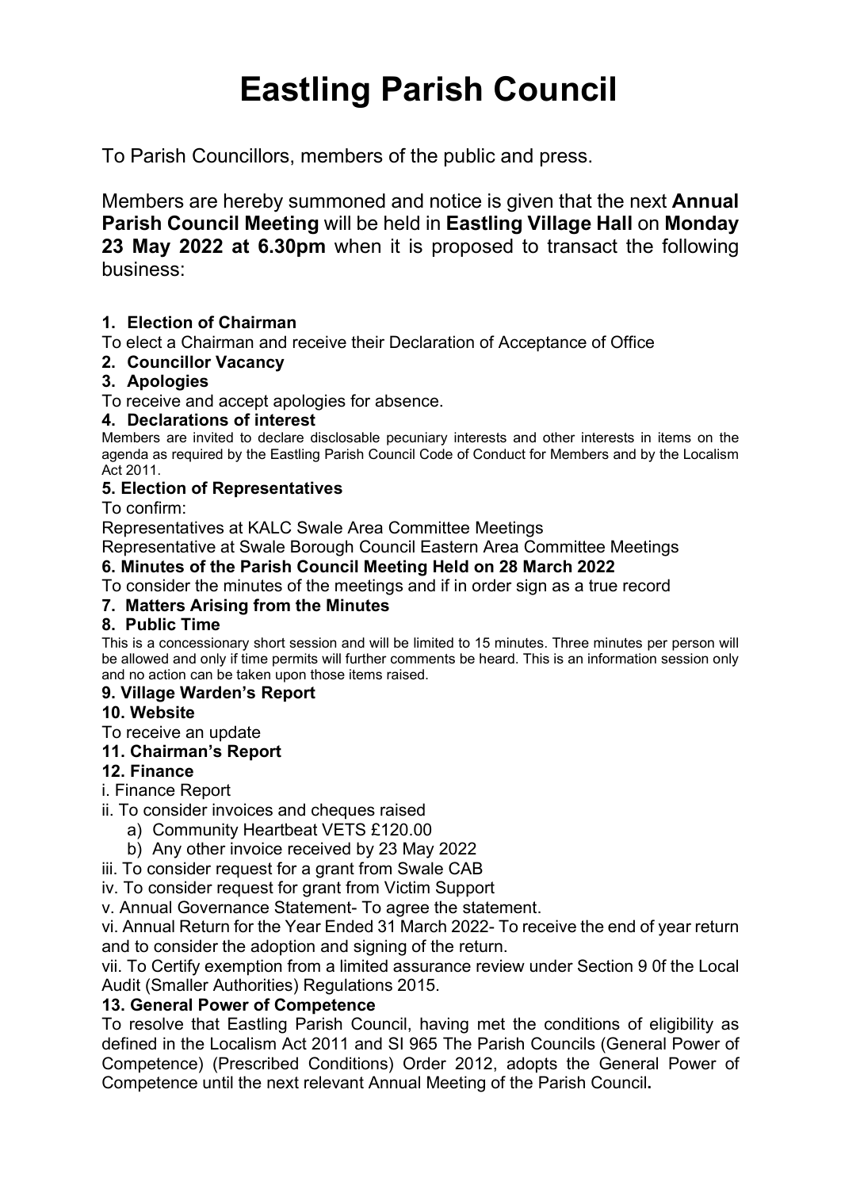# Eastling Parish Council

To Parish Councillors, members of the public and press.

Members are hereby summoned and notice is given that the next **Annual Parish Council Meeting** will be held in **Eastling Village Hall** on **Monday 23 May 2022 at 6.30pm** when it is proposed to transact the following business:

**1. Election of Chairman**

To elect a Chairman and receive their Declaration of Acceptance of Office

**2. Councillor Vacancy**

**3. Apologies**

To receive and accept apologies for absence.

**4. Declarations of interest**

Members are invited to declare disclosable pecuniary interests and other interests in items on the agenda as required by the Eastling Parish Council Code of Conduct for Members and by the Localism Act 2011.

**5. Election of Representatives**

To confirm:

Representatives at KALC Swale Area Committee Meetings

Representative at Swale Borough Council Eastern Area Committee Meetings

**6. Minutes of the Parish Council Meeting Held on 28 March 2022**

To consider the minutes of the meetings and if in order sign as a true record

**7. Matters Arising from the Minutes**

**8. Public Time**

This is a concessionary short session and will be limited to 15 minutes. Three minutes per person will be allowed and only if time permits will further comments be heard. This is an information session only and no action can be taken upon those items raised.

**9. Village Warden's Report**

**10. Website**

To receive an update

**11. Chairman's Report**

**12. Finance**

i. Finance Report

ii. To consider invoices and cheques raised

a) Community Heartbeat VETS £120.00
b) Any other invoice received by 23 May 2022

iii. To consider request for a grant from Swale CAB

iv. To consider request for grant from Victim Support

v. Annual Governance Statement- To agree the statement.

vi. Annual Return for the Year Ended 31 March 2022- To receive the end of year return and to consider the adoption and signing of the return.

vii. To Certify exemption from a limited assurance review under Section 9 0f the Local Audit (Smaller Authorities) Regulations 2015.

**13. General Power of Competence**

To resolve that Eastling Parish Council, having met the conditions of eligibility as defined in the Localism Act 2011 and SI 965 The Parish Councils (General Power of Competence) (Prescribed Conditions) Order 2012, adopts the General Power of Competence until the next relevant Annual Meeting of the Parish Council**.**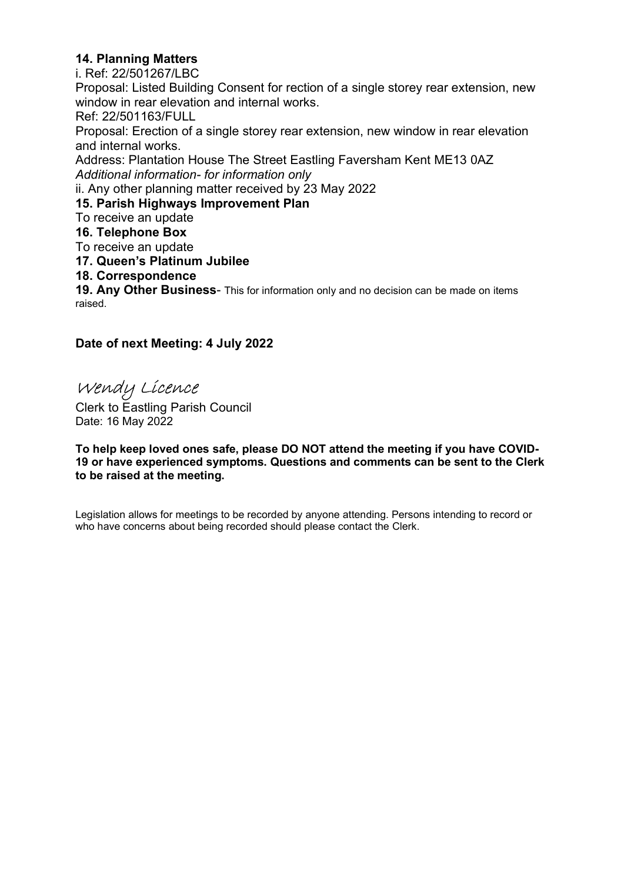**14. Planning Matters**

i. Ref: 22/501267/LBC

Proposal: Listed Building Consent for rection of a single storey rear extension, new window in rear elevation and internal works.

Ref: 22/501163/FULL

Proposal: Erection of a single storey rear extension, new window in rear elevation and internal works.

Address: Plantation House The Street Eastling Faversham Kent ME13 0AZ

*Additional information- for information only*

ii. Any other planning matter received by 23 May 2022

**15. Parish Highways Improvement Plan**

To receive an update

**16. Telephone Box**

To receive an update

**17. Queen's Platinum Jubilee**

**18. Correspondence**

**19. Any Other Business**- This for information only and no decision can be made on items raised.

**Date of next Meeting: 4 July 2022**

Wendy Licence

Clerk to Eastling Parish Council

Date: 16 May 2022

**To help keep loved ones safe, please DO NOT attend the meeting if you have COVID-19 or have experienced symptoms. Questions and comments can be sent to the Clerk to be raised at the meeting.**

Legislation allows for meetings to be recorded by anyone attending. Persons intending to record or who have concerns about being recorded should please contact the Clerk.